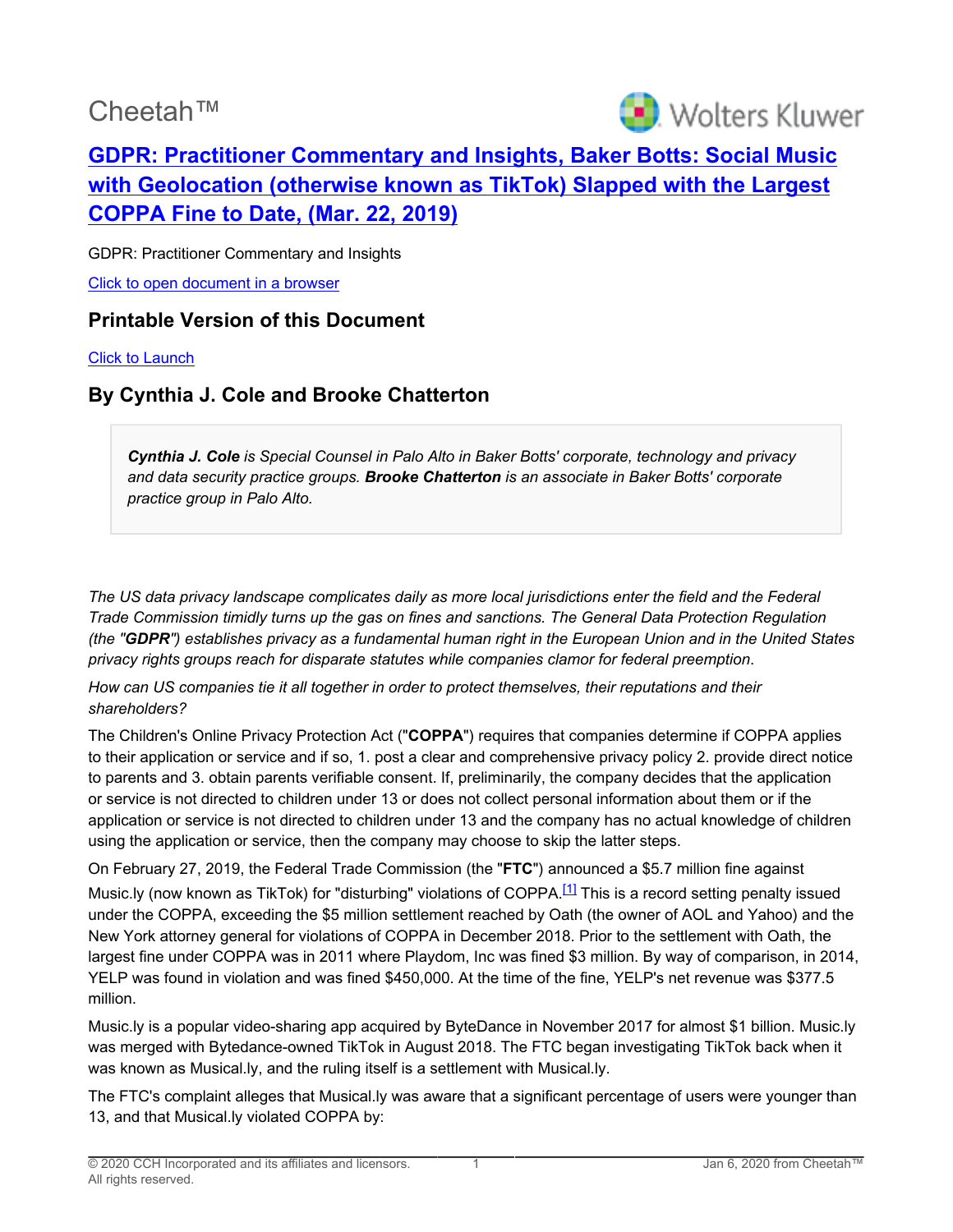Cheetah™

# [GDPR: Practitioner Commentary and Insights, Baker Botts: Social Music with Geolocation (otherwise known as TikTok) Slapped with the Largest COPPA Fine to Date, (Mar. 22, 2019)]

GDPR: Practitioner Commentary and Insights

[Click to open document in a browser]

## Printable Version of this Document

[Click to Launch]

## By Cynthia J. Cole and Brooke Chatterton

> ***Cynthia J. Cole*** *is Special Counsel in Palo Alto in Baker Botts' corporate, technology and privacy and data security practice groups.* ***Brooke Chatterton*** *is an associate in Baker Botts' corporate practice group in Palo Alto.*

*The US data privacy landscape complicates daily as more local jurisdictions enter the field and the Federal Trade Commission timidly turns up the gas on fines and sanctions. The General Data Protection Regulation (the "****GDPR****") establishes privacy as a fundamental human right in the European Union and in the United States privacy rights groups reach for disparate statutes while companies clamor for federal preemption*.

*How can US companies tie it all together in order to protect themselves, their reputations and their shareholders?*

The Children's Online Privacy Protection Act ("**COPPA**") requires that companies determine if COPPA applies to their application or service and if so, 1. post a clear and comprehensive privacy policy 2. provide direct notice to parents and 3. obtain parents verifiable consent. If, preliminarily, the company decides that the application or service is not directed to children under 13 or does not collect personal information about them or if the application or service is not directed to children under 13 and the company has no actual knowledge of children using the application or service, then the company may choose to skip the latter steps.

On February 27, 2019, the Federal Trade Commission (the "**FTC**") announced a $5.7 million fine against Music.ly (now known as TikTok) for "disturbing" violations of COPPA.[1] This is a record setting penalty issued under the COPPA, exceeding the $5 million settlement reached by Oath (the owner of AOL and Yahoo) and the New York attorney general for violations of COPPA in December 2018. Prior to the settlement with Oath, the largest fine under COPPA was in 2011 where Playdom, Inc was fined $3 million. By way of comparison, in 2014, YELP was found in violation and was fined $450,000. At the time of the fine, YELP's net revenue was $377.5 million.

Music.ly is a popular video-sharing app acquired by ByteDance in November 2017 for almost $1 billion. Music.ly was merged with Bytedance-owned TikTok in August 2018. The FTC began investigating TikTok back when it was known as Musical.ly, and the ruling itself is a settlement with Musical.ly.

The FTC's complaint alleges that Musical.ly was aware that a significant percentage of users were younger than 13, and that Musical.ly violated COPPA by: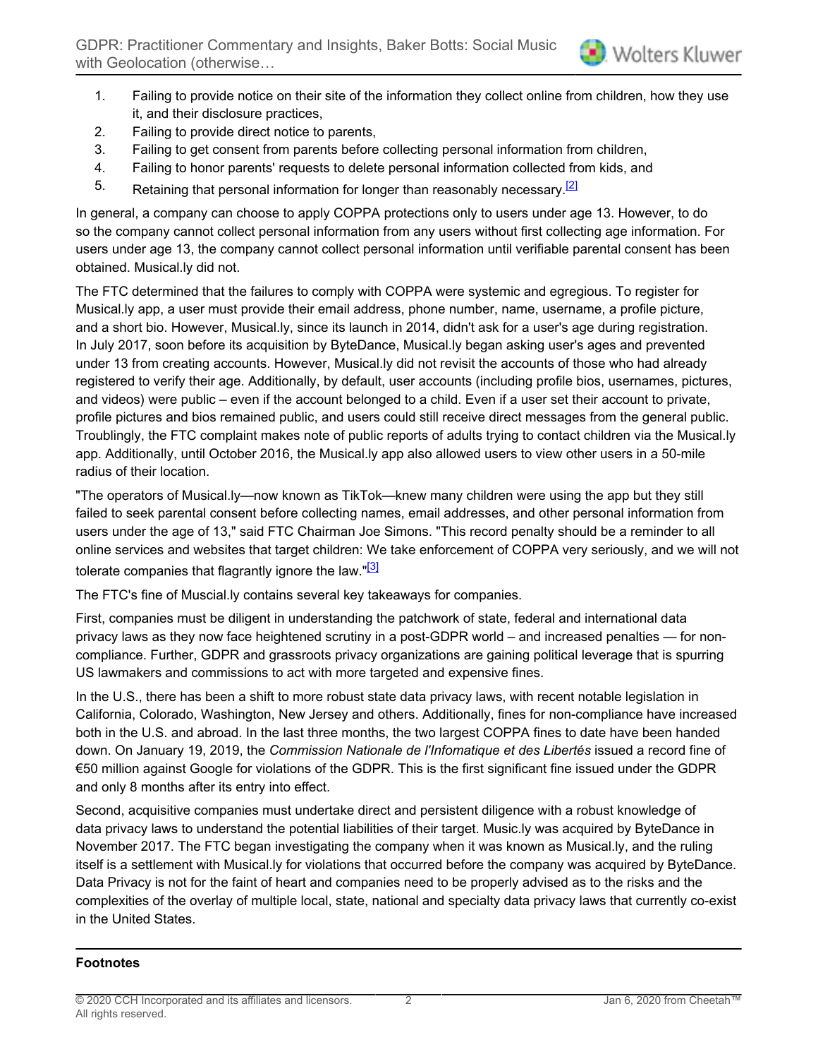1. Failing to provide notice on their site of the information they collect online from children, how they use it, and their disclosure practices,
2. Failing to provide direct notice to parents,
3. Failing to get consent from parents before collecting personal information from children,
4. Failing to honor parents' requests to delete personal information collected from kids, and
5. Retaining that personal information for longer than reasonably necessary.[2]

In general, a company can choose to apply COPPA protections only to users under age 13. However, to do so the company cannot collect personal information from any users without first collecting age information. For users under age 13, the company cannot collect personal information until verifiable parental consent has been obtained. Musical.ly did not.

The FTC determined that the failures to comply with COPPA were systemic and egregious. To register for Musical.ly app, a user must provide their email address, phone number, name, username, a profile picture, and a short bio. However, Musical.ly, since its launch in 2014, didn't ask for a user's age during registration. In July 2017, soon before its acquisition by ByteDance, Musical.ly began asking user's ages and prevented under 13 from creating accounts. However, Musical.ly did not revisit the accounts of those who had already registered to verify their age. Additionally, by default, user accounts (including profile bios, usernames, pictures, and videos) were public – even if the account belonged to a child. Even if a user set their account to private, profile pictures and bios remained public, and users could still receive direct messages from the general public. Troublingly, the FTC complaint makes note of public reports of adults trying to contact children via the Musical.ly app. Additionally, until October 2016, the Musical.ly app also allowed users to view other users in a 50-mile radius of their location.

"The operators of Musical.ly—now known as TikTok—knew many children were using the app but they still failed to seek parental consent before collecting names, email addresses, and other personal information from users under the age of 13," said FTC Chairman Joe Simons. "This record penalty should be a reminder to all online services and websites that target children: We take enforcement of COPPA very seriously, and we will not tolerate companies that flagrantly ignore the law."[3]

The FTC's fine of Muscial.ly contains several key takeaways for companies.

First, companies must be diligent in understanding the patchwork of state, federal and international data privacy laws as they now face heightened scrutiny in a post-GDPR world – and increased penalties — for non-compliance. Further, GDPR and grassroots privacy organizations are gaining political leverage that is spurring US lawmakers and commissions to act with more targeted and expensive fines.

In the U.S., there has been a shift to more robust state data privacy laws, with recent notable legislation in California, Colorado, Washington, New Jersey and others. Additionally, fines for non-compliance have increased both in the U.S. and abroad. In the last three months, the two largest COPPA fines to date have been handed down. On January 19, 2019, the *Commission Nationale de l'Infomatique et des Libertés* issued a record fine of €50 million against Google for violations of the GDPR. This is the first significant fine issued under the GDPR and only 8 months after its entry into effect.

Second, acquisitive companies must undertake direct and persistent diligence with a robust knowledge of data privacy laws to understand the potential liabilities of their target. Music.ly was acquired by ByteDance in November 2017. The FTC began investigating the company when it was known as Musical.ly, and the ruling itself is a settlement with Musical.ly for violations that occurred before the company was acquired by ByteDance. Data Privacy is not for the faint of heart and companies need to be properly advised as to the risks and the complexities of the overlay of multiple local, state, national and specialty data privacy laws that currently co-exist in the United States.

---

**Footnotes**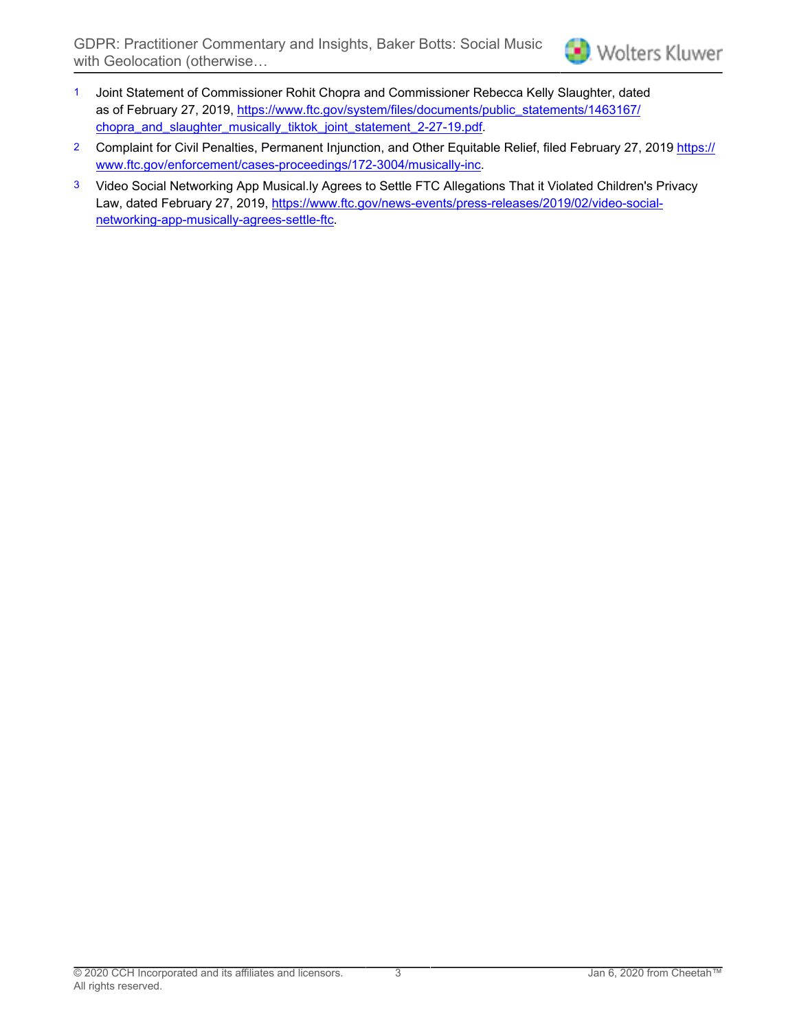1. Joint Statement of Commissioner Rohit Chopra and Commissioner Rebecca Kelly Slaughter, dated as of February 27, 2019, https://www.ftc.gov/system/files/documents/public_statements/1463167/chopra_and_slaughter_musically_tiktok_joint_statement_2-27-19.pdf.
2. Complaint for Civil Penalties, Permanent Injunction, and Other Equitable Relief, filed February 27, 2019 https://www.ftc.gov/enforcement/cases-proceedings/172-3004/musically-inc.
3. Video Social Networking App Musical.ly Agrees to Settle FTC Allegations That it Violated Children's Privacy Law, dated February 27, 2019, https://www.ftc.gov/news-events/press-releases/2019/02/video-social-networking-app-musically-agrees-settle-ftc.